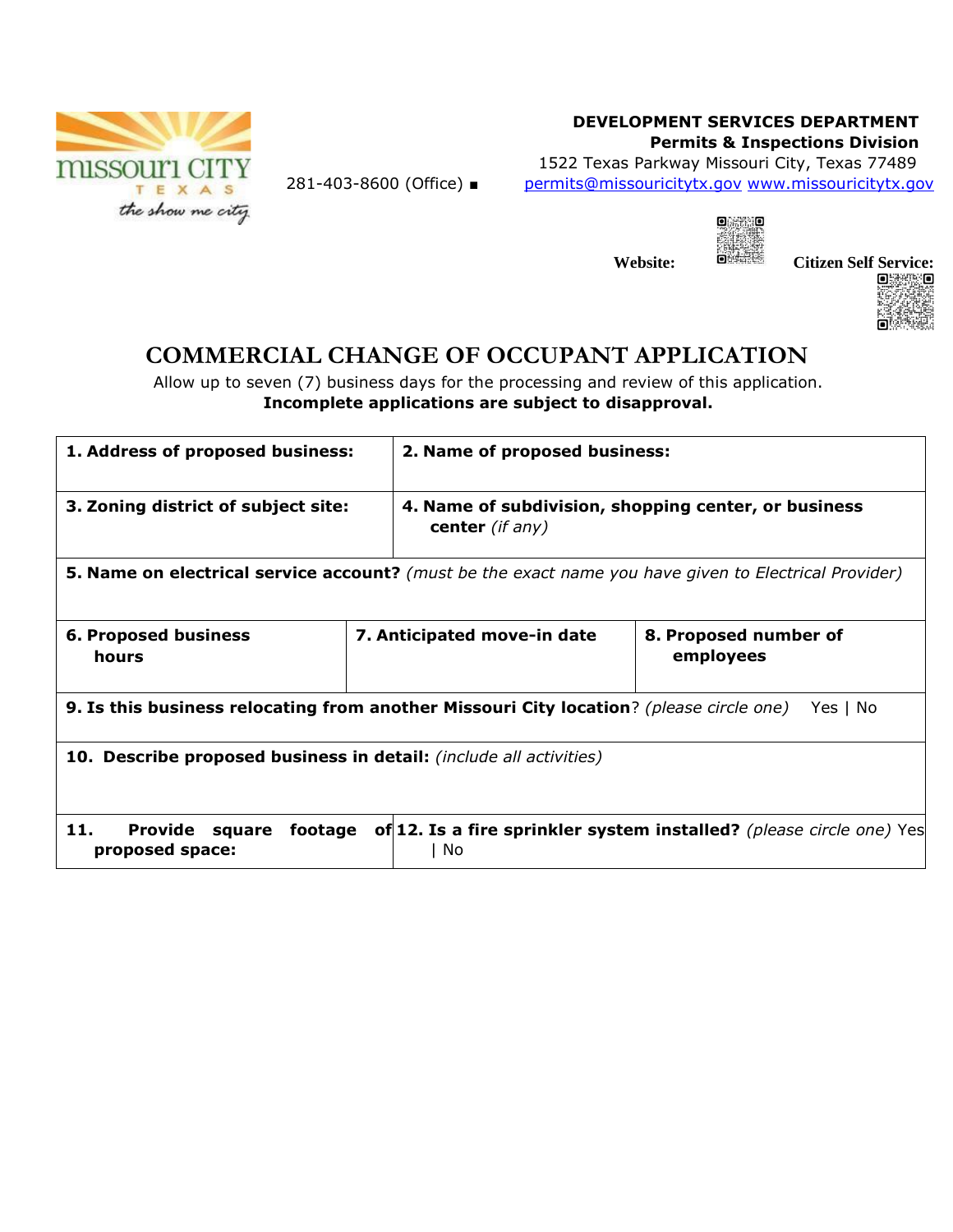DEVELOPMENT SERVICES DEPARTMENT
**Permits & Inspections Division**
1522 Texas Parkway Missouri City, Texas 77489
281-403-8600 (Office) ■ permits@missouricitytx.gov www.missouricitytx.gov

**Website:** **Citizen Self Service:**

# COMMERCIAL CHANGE OF OCCUPANT APPLICATION

Allow up to seven (7) business days for the processing and review of this application.
**Incomplete applications are subject to disapproval.**

| | | |
|---|---|---|
| **1. Address of proposed business:** | **2. Name of proposed business:** | |
| **3. Zoning district of subject site:** | **4. Name of subdivision, shopping center, or business center** *(if any)* | |
| **5. Name on electrical service account?** *(must be the exact name you have given to Electrical Provider)* | | |
| **6. Proposed business hours** | **7. Anticipated move-in date** | **8. Proposed number of employees** |
| **9. Is this business relocating from another Missouri City location**? *(please circle one)* Yes \| No | | |
| **10. Describe proposed business in detail:** *(include all activities)* | | |
| **11. Provide square footage of proposed space:** | **12. Is a fire sprinkler system installed?** *(please circle one)* Yes \| No | |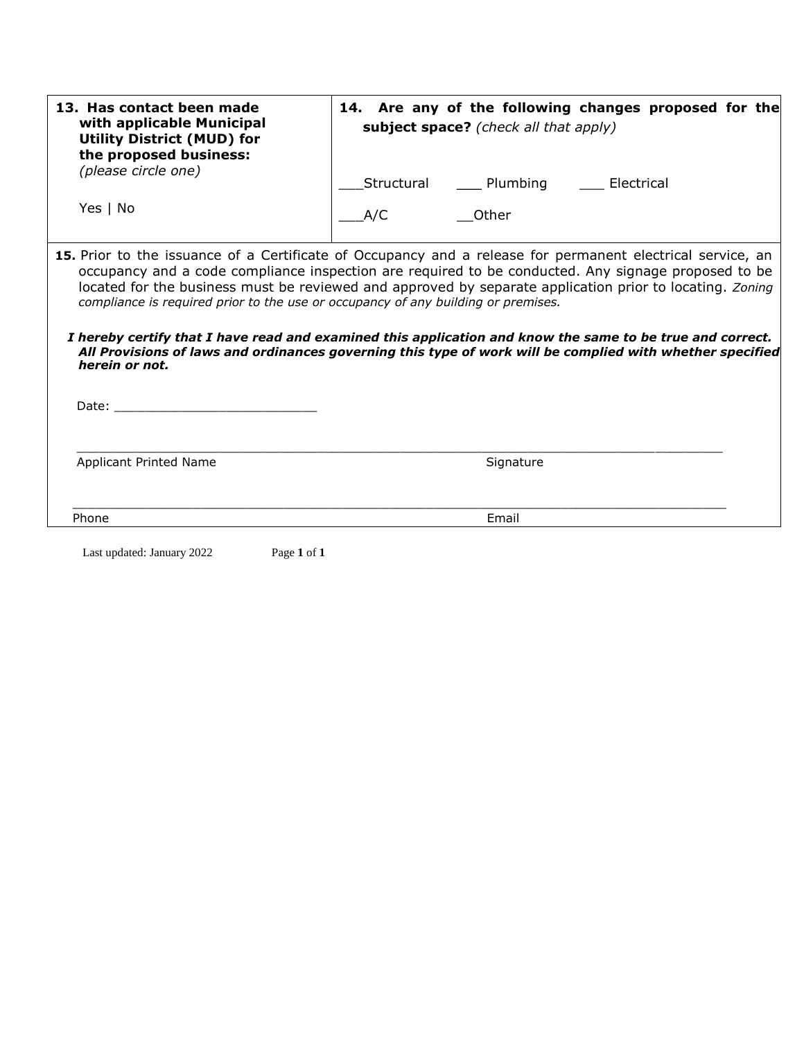| **13. Has contact been made with applicable Municipal Utility District (MUD) for the proposed business:** *(please circle one)*<br><br>Yes \| No | **14. Are any of the following changes proposed for the subject space?** *(check all that apply)*<br><br>___Structural ___ Plumbing ___ Electrical<br><br>___A/C __Other |
|---|---|

**15.** Prior to the issuance of a Certificate of Occupancy and a release for permanent electrical service, an occupancy and a code compliance inspection are required to be conducted. Any signage proposed to be located for the business must be reviewed and approved by separate application prior to locating. *Zoning compliance is required prior to the use or occupancy of any building or premises.*

***I hereby certify that I have read and examined this application and know the same to be true and correct. All Provisions of laws and ordinances governing this type of work will be complied with whether specified herein or not.***

Date: ___________________________

_______________________________________________________________________________________

Applicant Printed Name                                                                 Signature

_______________________________________________________________________________________

Phone                                                                                  Email

Last updated: January 2022